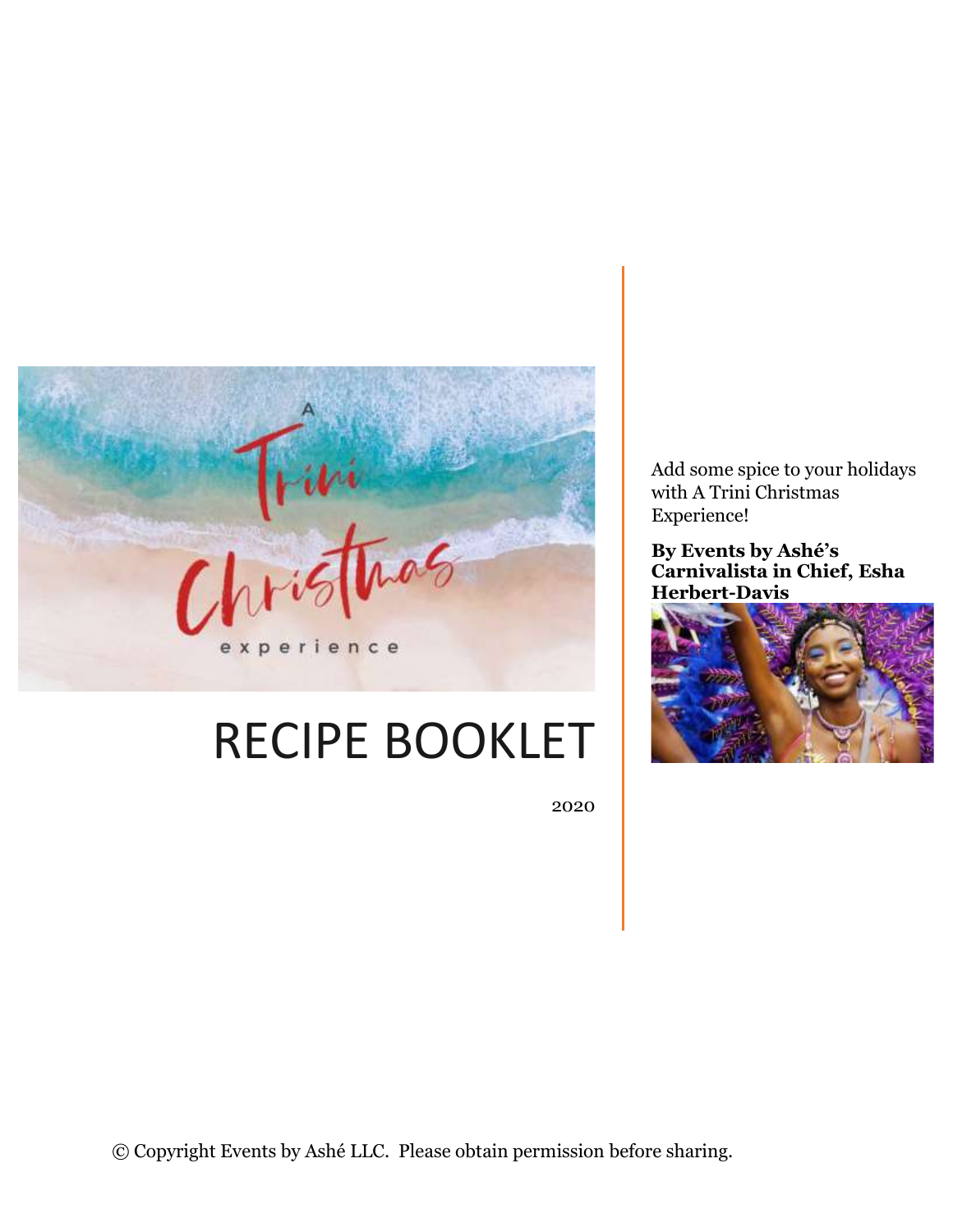A Trini Christmas experience

# RECIPE BOOKLET

2020

Add some spice to your holidays with A Trini Christmas Experience!

**By Events by Ashé's Carnivalista in Chief, Esha Herbert-Davis**

© Copyright Events by Ashé LLC. Please obtain permission before sharing.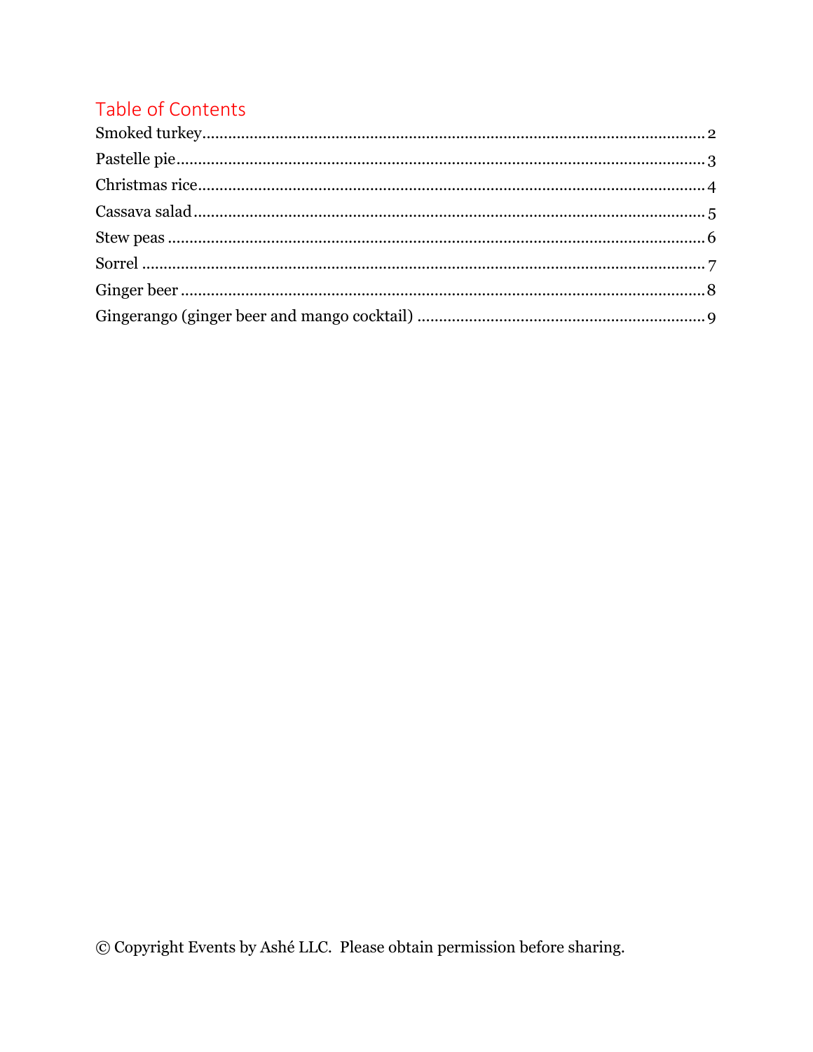## Table of Contents

Smoked turkey ........................................................................ 2
Pastelle pie ........................................................................... 3
Christmas rice ....................................................................... 4
Cassava salad ....................................................................... 5
Stew peas ............................................................................. 6
Sorrel ................................................................................... 7
Ginger beer ........................................................................... 8
Gingerango (ginger beer and mango cocktail) ........................... 9

© Copyright Events by Ashé LLC. Please obtain permission before sharing.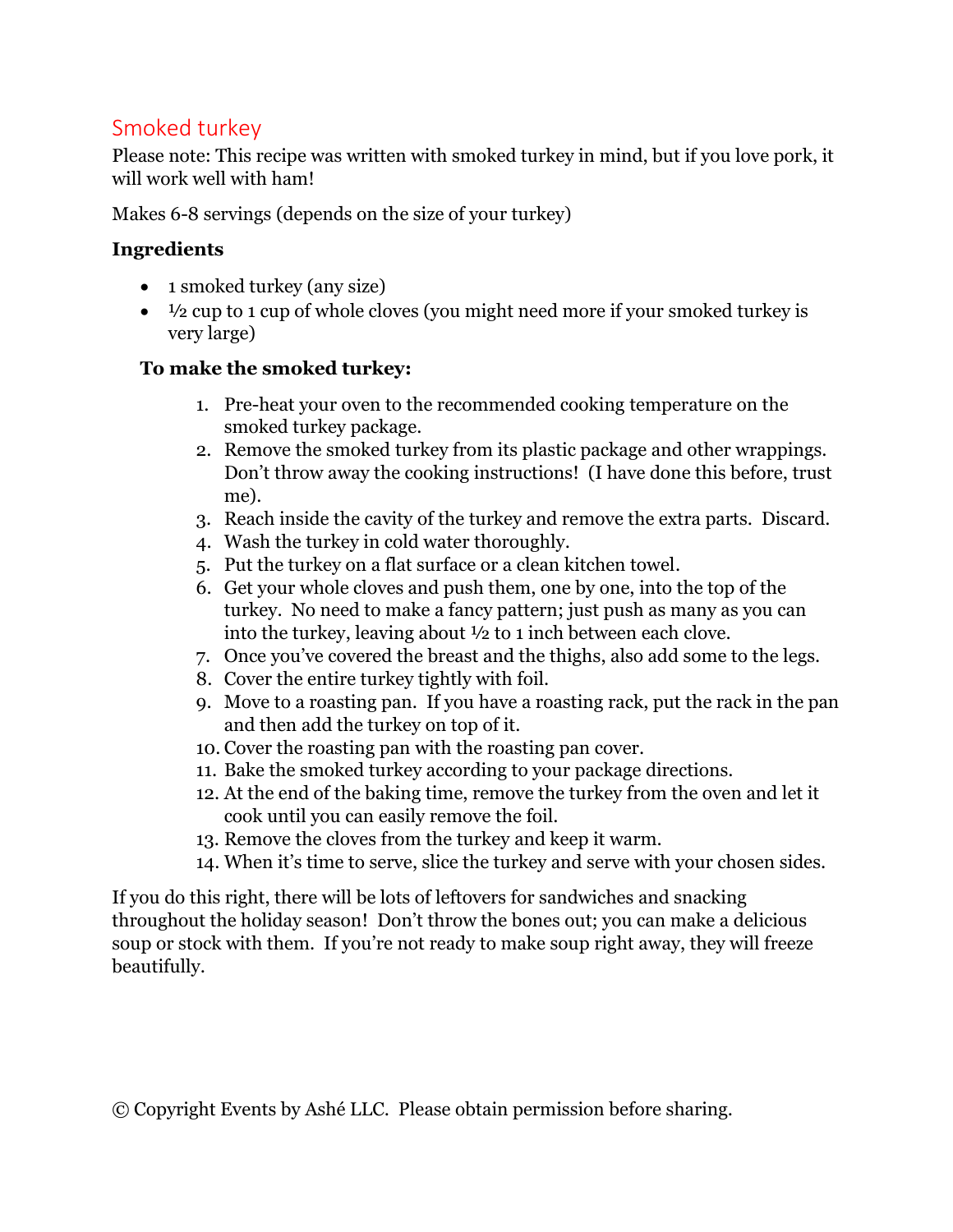## Smoked turkey

Please note: This recipe was written with smoked turkey in mind, but if you love pork, it will work well with ham!

Makes 6-8 servings (depends on the size of your turkey)

**Ingredients**

- 1 smoked turkey (any size)
- ½ cup to 1 cup of whole cloves (you might need more if your smoked turkey is very large)

**To make the smoked turkey:**

1. Pre-heat your oven to the recommended cooking temperature on the smoked turkey package.
2. Remove the smoked turkey from its plastic package and other wrappings. Don't throw away the cooking instructions! (I have done this before, trust me).
3. Reach inside the cavity of the turkey and remove the extra parts. Discard.
4. Wash the turkey in cold water thoroughly.
5. Put the turkey on a flat surface or a clean kitchen towel.
6. Get your whole cloves and push them, one by one, into the top of the turkey. No need to make a fancy pattern; just push as many as you can into the turkey, leaving about ½ to 1 inch between each clove.
7. Once you've covered the breast and the thighs, also add some to the legs.
8. Cover the entire turkey tightly with foil.
9. Move to a roasting pan. If you have a roasting rack, put the rack in the pan and then add the turkey on top of it.
10. Cover the roasting pan with the roasting pan cover.
11. Bake the smoked turkey according to your package directions.
12. At the end of the baking time, remove the turkey from the oven and let it cook until you can easily remove the foil.
13. Remove the cloves from the turkey and keep it warm.
14. When it's time to serve, slice the turkey and serve with your chosen sides.

If you do this right, there will be lots of leftovers for sandwiches and snacking throughout the holiday season! Don't throw the bones out; you can make a delicious soup or stock with them. If you're not ready to make soup right away, they will freeze beautifully.

© Copyright Events by Ashé LLC. Please obtain permission before sharing.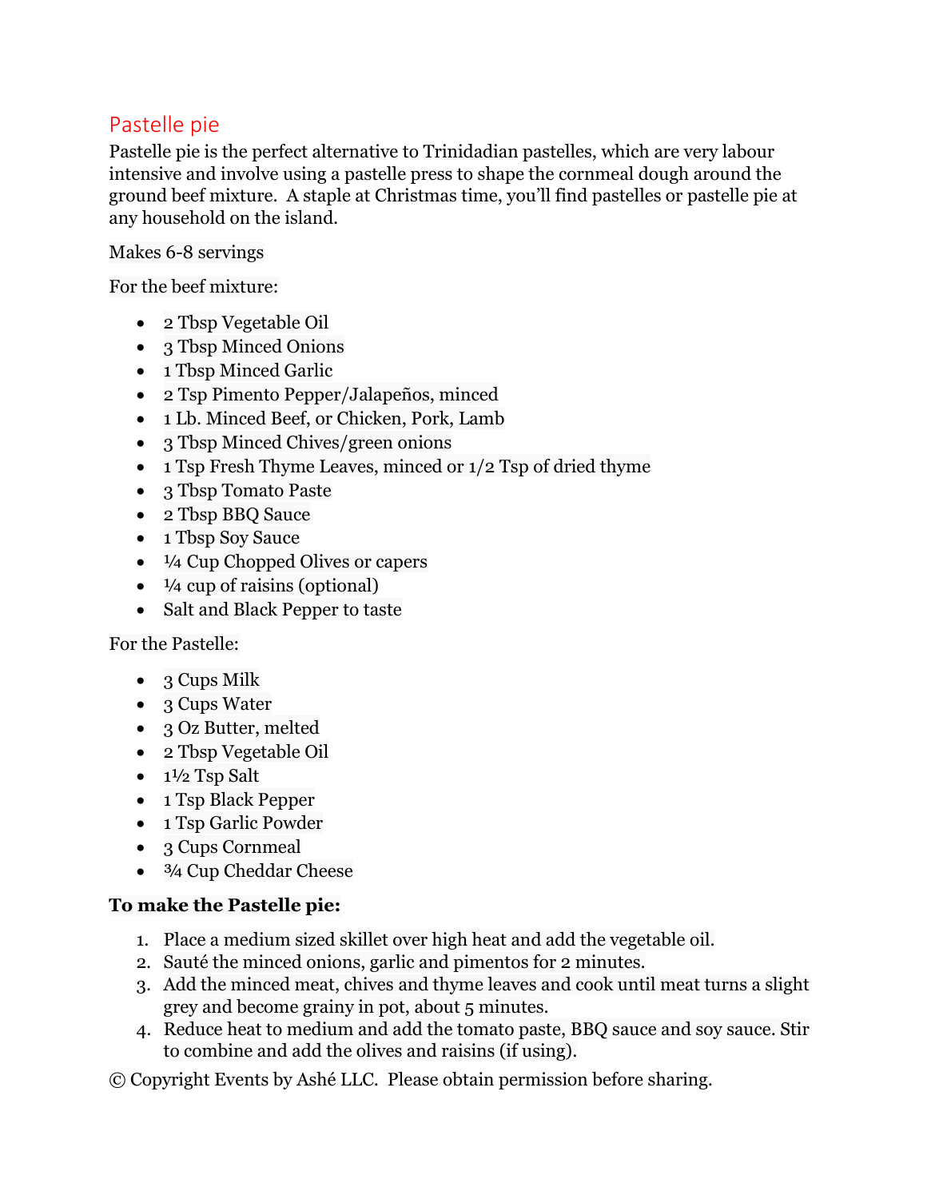## Pastelle pie

Pastelle pie is the perfect alternative to Trinidadian pastelles, which are very labour intensive and involve using a pastelle press to shape the cornmeal dough around the ground beef mixture. A staple at Christmas time, you'll find pastelles or pastelle pie at any household on the island.

Makes 6-8 servings

For the beef mixture:

- 2 Tbsp Vegetable Oil
- 3 Tbsp Minced Onions
- 1 Tbsp Minced Garlic
- 2 Tsp Pimento Pepper/Jalapeños, minced
- 1 Lb. Minced Beef, or Chicken, Pork, Lamb
- 3 Tbsp Minced Chives/green onions
- 1 Tsp Fresh Thyme Leaves, minced or 1/2 Tsp of dried thyme
- 3 Tbsp Tomato Paste
- 2 Tbsp BBQ Sauce
- 1 Tbsp Soy Sauce
- ¼ Cup Chopped Olives or capers
- ¼ cup of raisins (optional)
- Salt and Black Pepper to taste

For the Pastelle:

- 3 Cups Milk
- 3 Cups Water
- 3 Oz Butter, melted
- 2 Tbsp Vegetable Oil
- 1½ Tsp Salt
- 1 Tsp Black Pepper
- 1 Tsp Garlic Powder
- 3 Cups Cornmeal
- ¾ Cup Cheddar Cheese

**To make the Pastelle pie:**

1. Place a medium sized skillet over high heat and add the vegetable oil.
2. Sauté the minced onions, garlic and pimentos for 2 minutes.
3. Add the minced meat, chives and thyme leaves and cook until meat turns a slight grey and become grainy in pot, about 5 minutes.
4. Reduce heat to medium and add the tomato paste, BBQ sauce and soy sauce. Stir to combine and add the olives and raisins (if using).

© Copyright Events by Ashé LLC. Please obtain permission before sharing.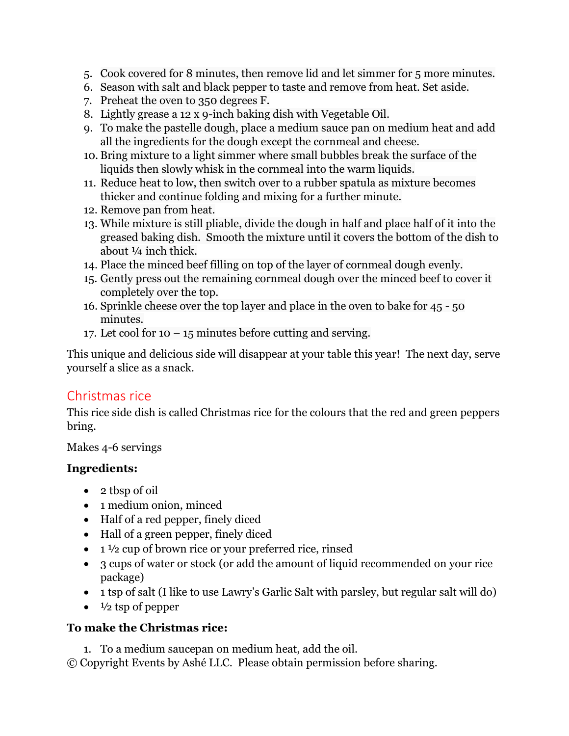5. Cook covered for 8 minutes, then remove lid and let simmer for 5 more minutes.
6. Season with salt and black pepper to taste and remove from heat. Set aside.
7. Preheat the oven to 350 degrees F.
8. Lightly grease a 12 x 9-inch baking dish with Vegetable Oil.
9. To make the pastelle dough, place a medium sauce pan on medium heat and add all the ingredients for the dough except the cornmeal and cheese.
10. Bring mixture to a light simmer where small bubbles break the surface of the liquids then slowly whisk in the cornmeal into the warm liquids.
11. Reduce heat to low, then switch over to a rubber spatula as mixture becomes thicker and continue folding and mixing for a further minute.
12. Remove pan from heat.
13. While mixture is still pliable, divide the dough in half and place half of it into the greased baking dish. Smooth the mixture until it covers the bottom of the dish to about ¼ inch thick.
14. Place the minced beef filling on top of the layer of cornmeal dough evenly.
15. Gently press out the remaining cornmeal dough over the minced beef to cover it completely over the top.
16. Sprinkle cheese over the top layer and place in the oven to bake for 45 - 50 minutes.
17. Let cool for 10 – 15 minutes before cutting and serving.

This unique and delicious side will disappear at your table this year! The next day, serve yourself a slice as a snack.

## Christmas rice

This rice side dish is called Christmas rice for the colours that the red and green peppers bring.

Makes 4-6 servings

**Ingredients:**

- 2 tbsp of oil
- 1 medium onion, minced
- Half of a red pepper, finely diced
- Hall of a green pepper, finely diced
- 1 ½ cup of brown rice or your preferred rice, rinsed
- 3 cups of water or stock (or add the amount of liquid recommended on your rice package)
- 1 tsp of salt (I like to use Lawry's Garlic Salt with parsley, but regular salt will do)
- ½ tsp of pepper

**To make the Christmas rice:**

1. To a medium saucepan on medium heat, add the oil.

© Copyright Events by Ashé LLC. Please obtain permission before sharing.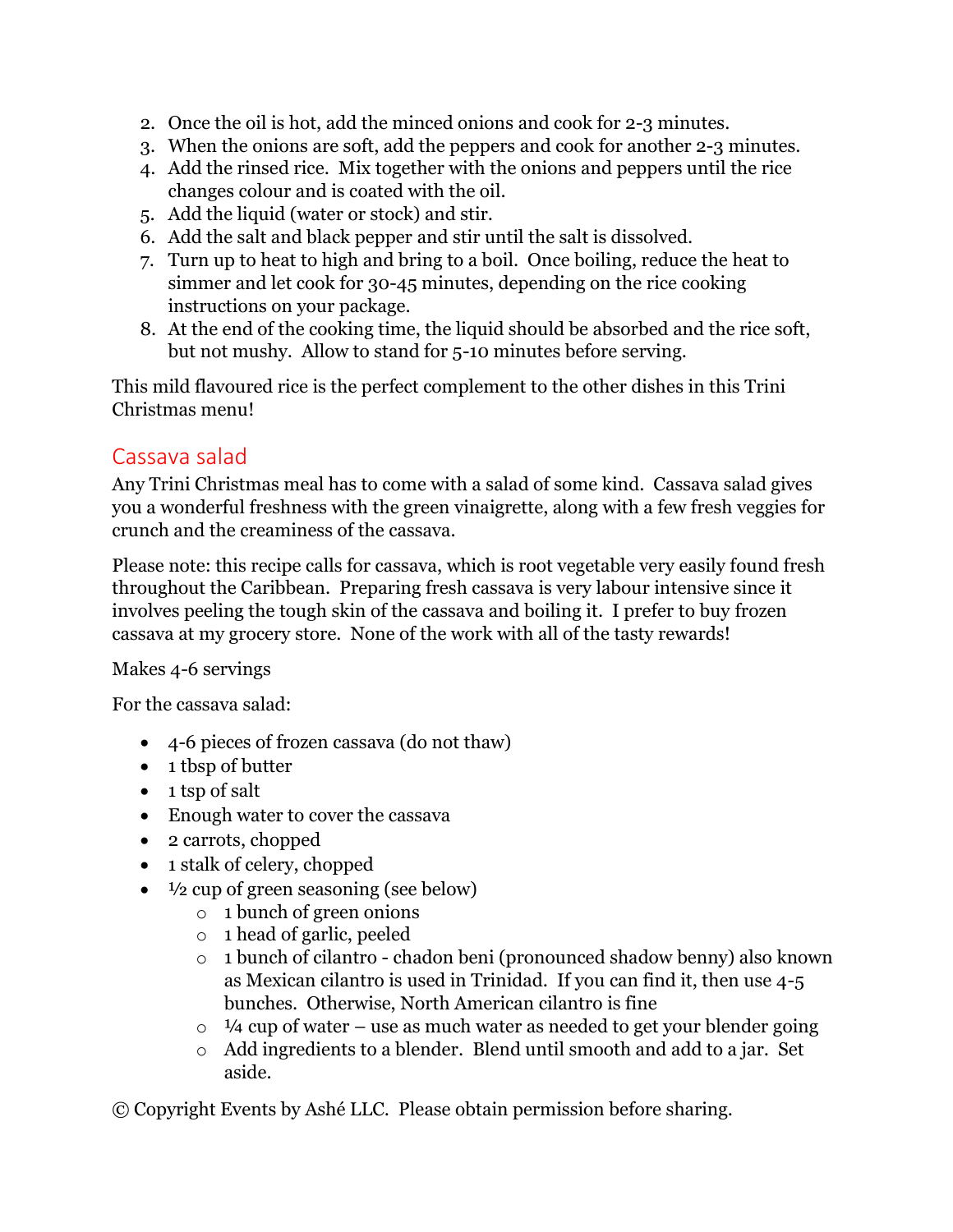2. Once the oil is hot, add the minced onions and cook for 2-3 minutes.
3. When the onions are soft, add the peppers and cook for another 2-3 minutes.
4. Add the rinsed rice. Mix together with the onions and peppers until the rice changes colour and is coated with the oil.
5. Add the liquid (water or stock) and stir.
6. Add the salt and black pepper and stir until the salt is dissolved.
7. Turn up to heat to high and bring to a boil. Once boiling, reduce the heat to simmer and let cook for 30-45 minutes, depending on the rice cooking instructions on your package.
8. At the end of the cooking time, the liquid should be absorbed and the rice soft, but not mushy. Allow to stand for 5-10 minutes before serving.

This mild flavoured rice is the perfect complement to the other dishes in this Trini Christmas menu!

## Cassava salad

Any Trini Christmas meal has to come with a salad of some kind. Cassava salad gives you a wonderful freshness with the green vinaigrette, along with a few fresh veggies for crunch and the creaminess of the cassava.

Please note: this recipe calls for cassava, which is root vegetable very easily found fresh throughout the Caribbean. Preparing fresh cassava is very labour intensive since it involves peeling the tough skin of the cassava and boiling it. I prefer to buy frozen cassava at my grocery store. None of the work with all of the tasty rewards!

Makes 4-6 servings

For the cassava salad:

- 4-6 pieces of frozen cassava (do not thaw)
- 1 tbsp of butter
- 1 tsp of salt
- Enough water to cover the cassava
- 2 carrots, chopped
- 1 stalk of celery, chopped
- ½ cup of green seasoning (see below)
    - 1 bunch of green onions
    - 1 head of garlic, peeled
    - 1 bunch of cilantro - chadon beni (pronounced shadow benny) also known as Mexican cilantro is used in Trinidad. If you can find it, then use 4-5 bunches. Otherwise, North American cilantro is fine
    - ¼ cup of water – use as much water as needed to get your blender going
    - Add ingredients to a blender. Blend until smooth and add to a jar. Set aside.

© Copyright Events by Ashé LLC. Please obtain permission before sharing.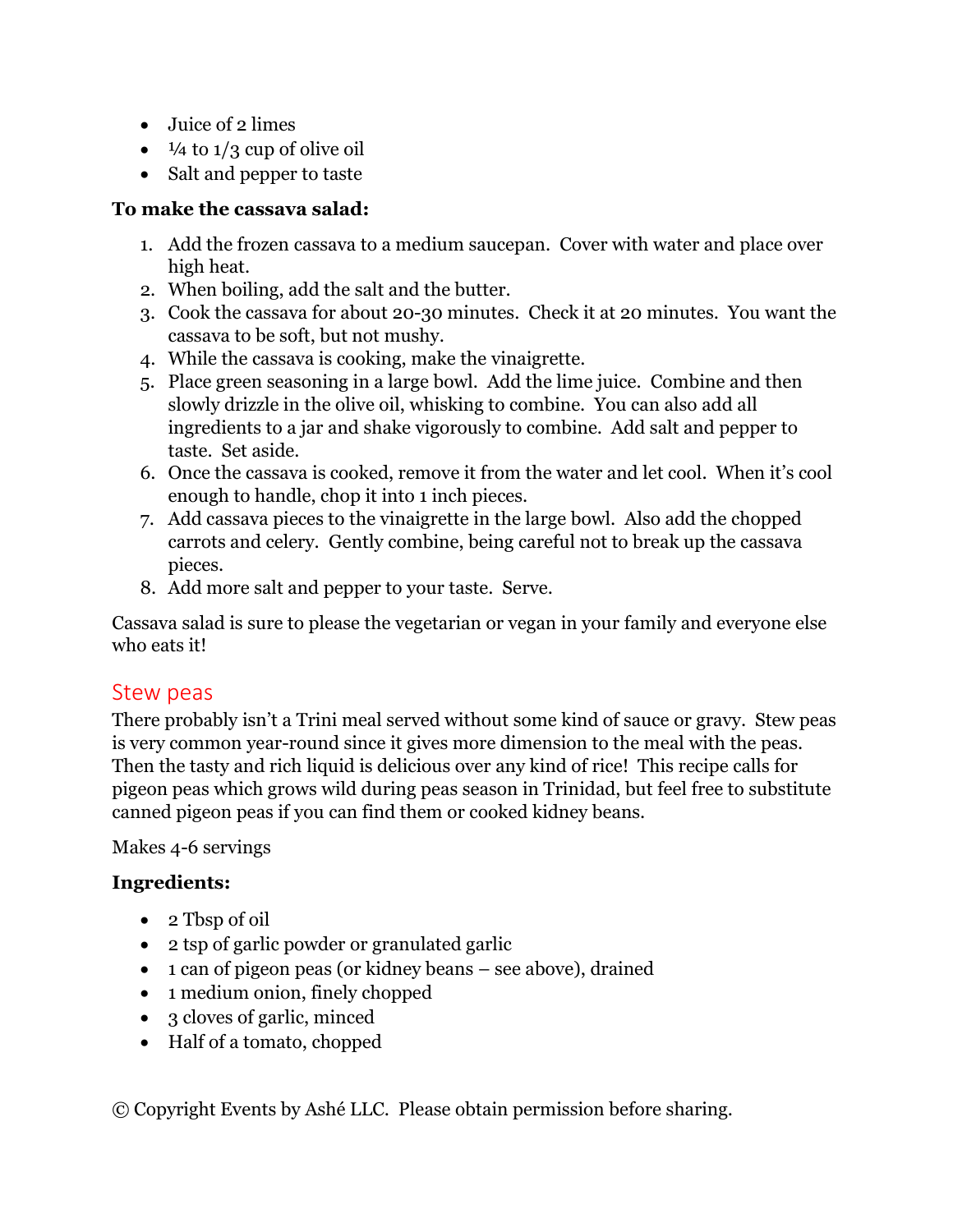- Juice of 2 limes
- ¼ to 1/3 cup of olive oil
- Salt and pepper to taste

**To make the cassava salad:**

1. Add the frozen cassava to a medium saucepan. Cover with water and place over high heat.
2. When boiling, add the salt and the butter.
3. Cook the cassava for about 20-30 minutes. Check it at 20 minutes. You want the cassava to be soft, but not mushy.
4. While the cassava is cooking, make the vinaigrette.
5. Place green seasoning in a large bowl. Add the lime juice. Combine and then slowly drizzle in the olive oil, whisking to combine. You can also add all ingredients to a jar and shake vigorously to combine. Add salt and pepper to taste. Set aside.
6. Once the cassava is cooked, remove it from the water and let cool. When it's cool enough to handle, chop it into 1 inch pieces.
7. Add cassava pieces to the vinaigrette in the large bowl. Also add the chopped carrots and celery. Gently combine, being careful not to break up the cassava pieces.
8. Add more salt and pepper to your taste. Serve.

Cassava salad is sure to please the vegetarian or vegan in your family and everyone else who eats it!

## Stew peas

There probably isn't a Trini meal served without some kind of sauce or gravy. Stew peas is very common year-round since it gives more dimension to the meal with the peas. Then the tasty and rich liquid is delicious over any kind of rice! This recipe calls for pigeon peas which grows wild during peas season in Trinidad, but feel free to substitute canned pigeon peas if you can find them or cooked kidney beans.

Makes 4-6 servings

**Ingredients:**

- 2 Tbsp of oil
- 2 tsp of garlic powder or granulated garlic
- 1 can of pigeon peas (or kidney beans – see above), drained
- 1 medium onion, finely chopped
- 3 cloves of garlic, minced
- Half of a tomato, chopped

© Copyright Events by Ashé LLC. Please obtain permission before sharing.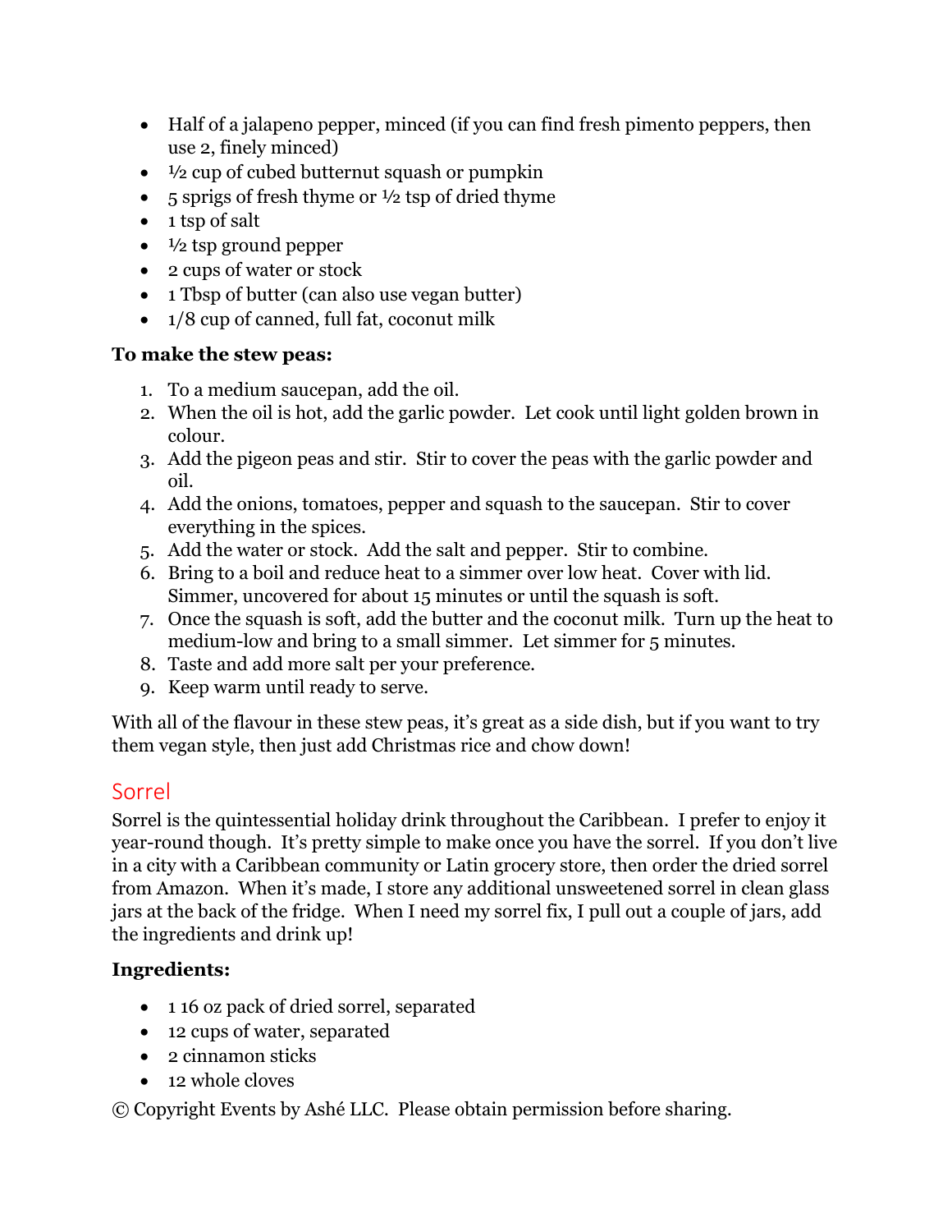- Half of a jalapeno pepper, minced (if you can find fresh pimento peppers, then use 2, finely minced)
- ½ cup of cubed butternut squash or pumpkin
- 5 sprigs of fresh thyme or ½ tsp of dried thyme
- 1 tsp of salt
- ½ tsp ground pepper
- 2 cups of water or stock
- 1 Tbsp of butter (can also use vegan butter)
- 1/8 cup of canned, full fat, coconut milk

**To make the stew peas:**

1. To a medium saucepan, add the oil.
2. When the oil is hot, add the garlic powder. Let cook until light golden brown in colour.
3. Add the pigeon peas and stir. Stir to cover the peas with the garlic powder and oil.
4. Add the onions, tomatoes, pepper and squash to the saucepan. Stir to cover everything in the spices.
5. Add the water or stock. Add the salt and pepper. Stir to combine.
6. Bring to a boil and reduce heat to a simmer over low heat. Cover with lid. Simmer, uncovered for about 15 minutes or until the squash is soft.
7. Once the squash is soft, add the butter and the coconut milk. Turn up the heat to medium-low and bring to a small simmer. Let simmer for 5 minutes.
8. Taste and add more salt per your preference.
9. Keep warm until ready to serve.

With all of the flavour in these stew peas, it's great as a side dish, but if you want to try them vegan style, then just add Christmas rice and chow down!

## Sorrel

Sorrel is the quintessential holiday drink throughout the Caribbean. I prefer to enjoy it year-round though. It's pretty simple to make once you have the sorrel. If you don't live in a city with a Caribbean community or Latin grocery store, then order the dried sorrel from Amazon. When it's made, I store any additional unsweetened sorrel in clean glass jars at the back of the fridge. When I need my sorrel fix, I pull out a couple of jars, add the ingredients and drink up!

**Ingredients:**

- 1 16 oz pack of dried sorrel, separated
- 12 cups of water, separated
- 2 cinnamon sticks
- 12 whole cloves

© Copyright Events by Ashé LLC. Please obtain permission before sharing.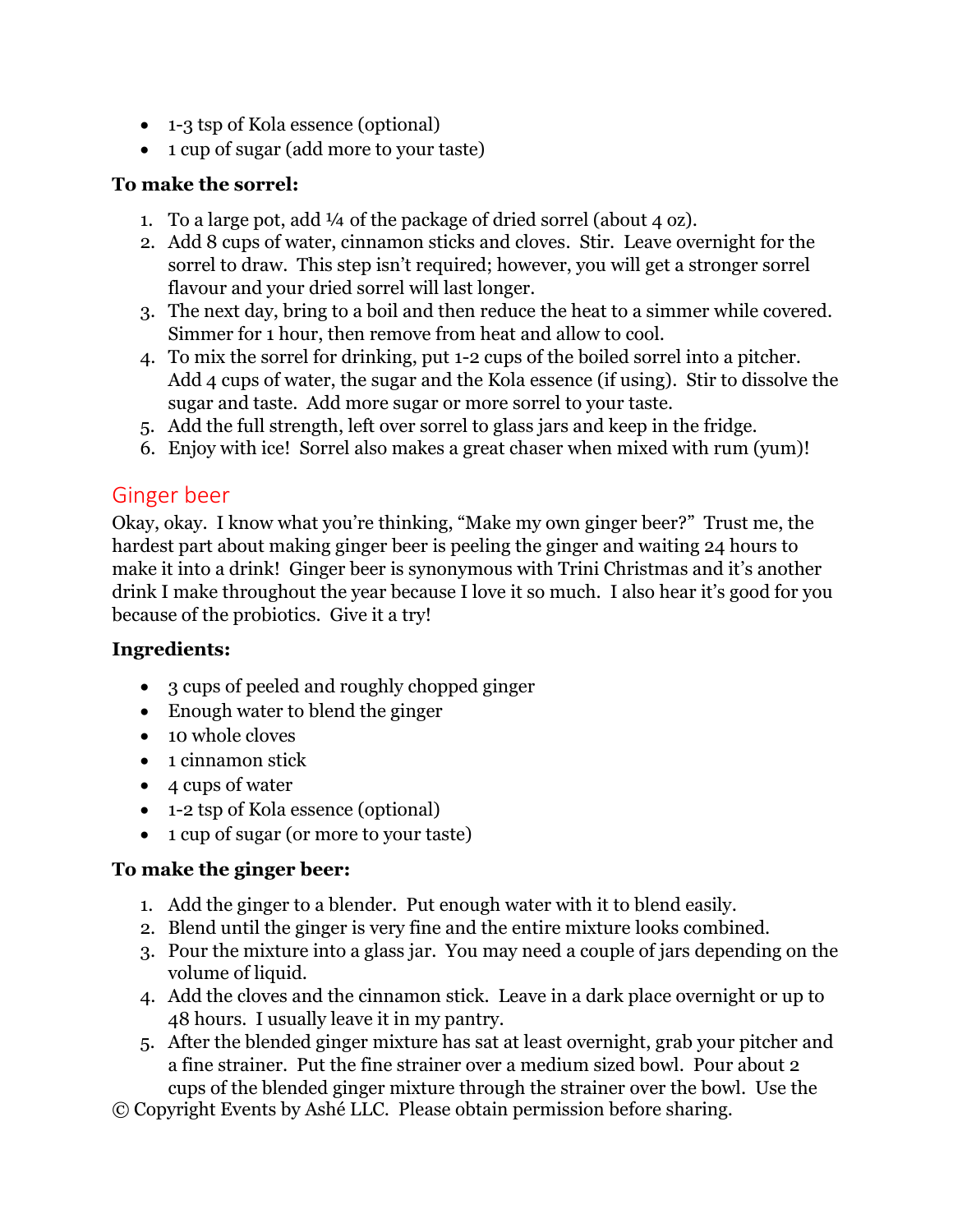- 1-3 tsp of Kola essence (optional)
- 1 cup of sugar (add more to your taste)

**To make the sorrel:**

1. To a large pot, add ¼ of the package of dried sorrel (about 4 oz).
2. Add 8 cups of water, cinnamon sticks and cloves. Stir. Leave overnight for the sorrel to draw. This step isn't required; however, you will get a stronger sorrel flavour and your dried sorrel will last longer.
3. The next day, bring to a boil and then reduce the heat to a simmer while covered. Simmer for 1 hour, then remove from heat and allow to cool.
4. To mix the sorrel for drinking, put 1-2 cups of the boiled sorrel into a pitcher. Add 4 cups of water, the sugar and the Kola essence (if using). Stir to dissolve the sugar and taste. Add more sugar or more sorrel to your taste.
5. Add the full strength, left over sorrel to glass jars and keep in the fridge.
6. Enjoy with ice! Sorrel also makes a great chaser when mixed with rum (yum)!

## Ginger beer

Okay, okay. I know what you're thinking, "Make my own ginger beer?" Trust me, the hardest part about making ginger beer is peeling the ginger and waiting 24 hours to make it into a drink! Ginger beer is synonymous with Trini Christmas and it's another drink I make throughout the year because I love it so much. I also hear it's good for you because of the probiotics. Give it a try!

**Ingredients:**

- 3 cups of peeled and roughly chopped ginger
- Enough water to blend the ginger
- 10 whole cloves
- 1 cinnamon stick
- 4 cups of water
- 1-2 tsp of Kola essence (optional)
- 1 cup of sugar (or more to your taste)

**To make the ginger beer:**

1. Add the ginger to a blender. Put enough water with it to blend easily.
2. Blend until the ginger is very fine and the entire mixture looks combined.
3. Pour the mixture into a glass jar. You may need a couple of jars depending on the volume of liquid.
4. Add the cloves and the cinnamon stick. Leave in a dark place overnight or up to 48 hours. I usually leave it in my pantry.
5. After the blended ginger mixture has sat at least overnight, grab your pitcher and a fine strainer. Put the fine strainer over a medium sized bowl. Pour about 2 cups of the blended ginger mixture through the strainer over the bowl. Use the

© Copyright Events by Ashé LLC. Please obtain permission before sharing.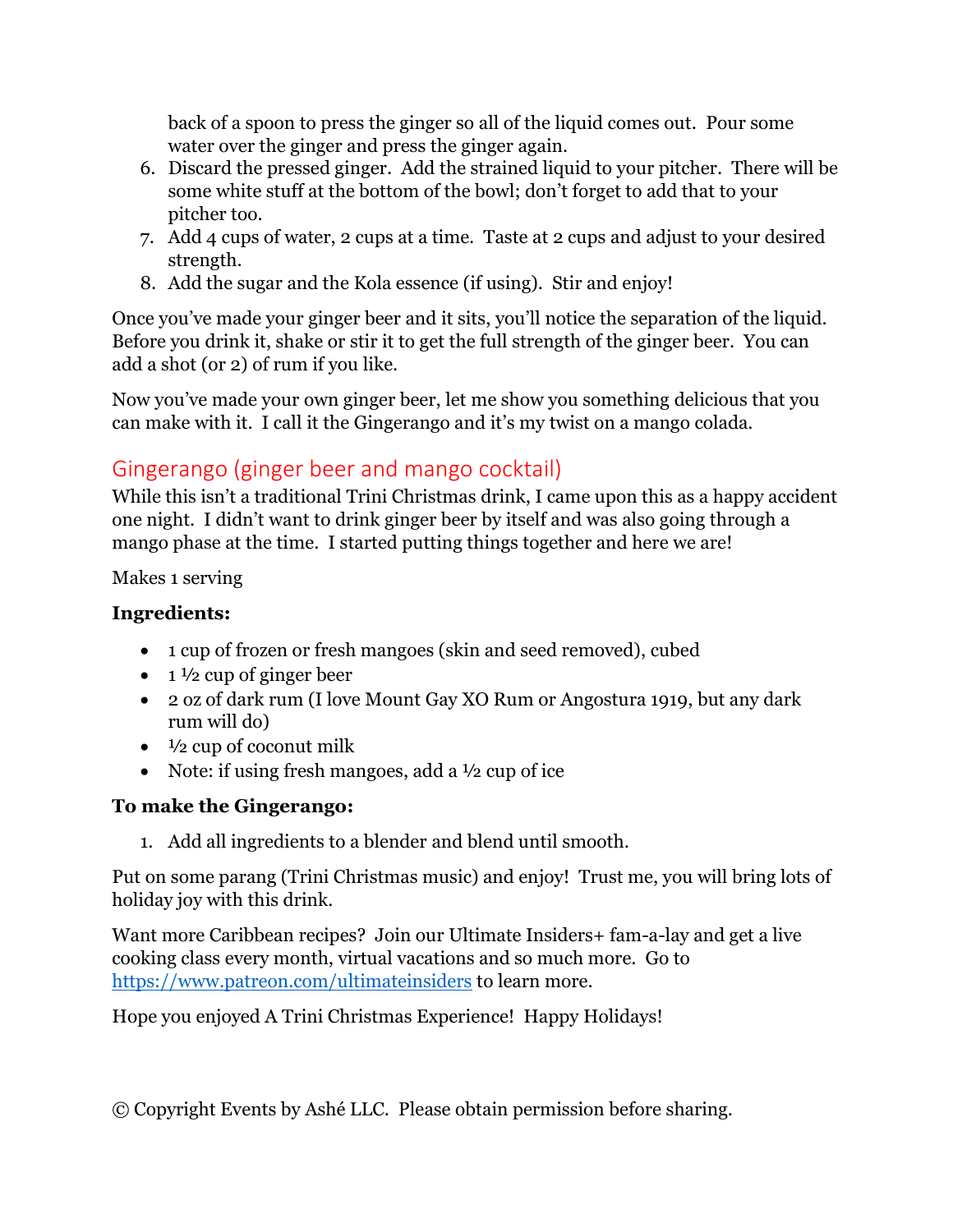back of a spoon to press the ginger so all of the liquid comes out. Pour some water over the ginger and press the ginger again.

6. Discard the pressed ginger. Add the strained liquid to your pitcher. There will be some white stuff at the bottom of the bowl; don't forget to add that to your pitcher too.
7. Add 4 cups of water, 2 cups at a time. Taste at 2 cups and adjust to your desired strength.
8. Add the sugar and the Kola essence (if using). Stir and enjoy!

Once you've made your ginger beer and it sits, you'll notice the separation of the liquid. Before you drink it, shake or stir it to get the full strength of the ginger beer. You can add a shot (or 2) of rum if you like.

Now you've made your own ginger beer, let me show you something delicious that you can make with it. I call it the Gingerango and it's my twist on a mango colada.

## Gingerango (ginger beer and mango cocktail)

While this isn't a traditional Trini Christmas drink, I came upon this as a happy accident one night. I didn't want to drink ginger beer by itself and was also going through a mango phase at the time. I started putting things together and here we are!

Makes 1 serving

**Ingredients:**

- 1 cup of frozen or fresh mangoes (skin and seed removed), cubed
- 1 ½ cup of ginger beer
- 2 oz of dark rum (I love Mount Gay XO Rum or Angostura 1919, but any dark rum will do)
- ½ cup of coconut milk
- Note: if using fresh mangoes, add a ½ cup of ice

**To make the Gingerango:**

1. Add all ingredients to a blender and blend until smooth.

Put on some parang (Trini Christmas music) and enjoy! Trust me, you will bring lots of holiday joy with this drink.

Want more Caribbean recipes? Join our Ultimate Insiders+ fam-a-lay and get a live cooking class every month, virtual vacations and so much more. Go to https://www.patreon.com/ultimateinsiders to learn more.

Hope you enjoyed A Trini Christmas Experience! Happy Holidays!

© Copyright Events by Ashé LLC. Please obtain permission before sharing.